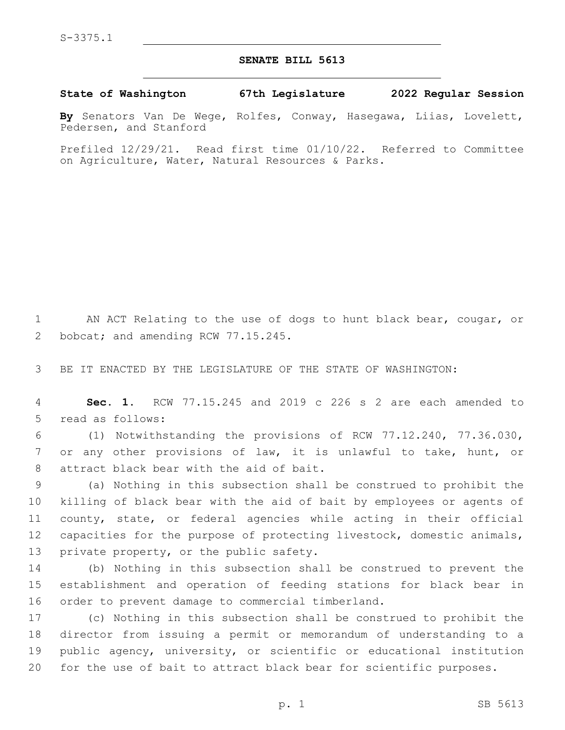S-3375.1

# SENATE BILL 5613

**State of Washington 67th Legislature 2022 Regular Session**

**By** Senators Van De Wege, Rolfes, Conway, Hasegawa, Liias, Lovelett, Pedersen, and Stanford

Prefiled 12/29/21. Read first time 01/10/22. Referred to Committee on Agriculture, Water, Natural Resources & Parks.

AN ACT Relating to the use of dogs to hunt black bear, cougar, or bobcat; and amending RCW 77.15.245.

BE IT ENACTED BY THE LEGISLATURE OF THE STATE OF WASHINGTON:

**Sec. 1.** RCW 77.15.245 and 2019 c 226 s 2 are each amended to read as follows:

(1) Notwithstanding the provisions of RCW 77.12.240, 77.36.030, or any other provisions of law, it is unlawful to take, hunt, or attract black bear with the aid of bait.

(a) Nothing in this subsection shall be construed to prohibit the killing of black bear with the aid of bait by employees or agents of county, state, or federal agencies while acting in their official capacities for the purpose of protecting livestock, domestic animals, private property, or the public safety.

(b) Nothing in this subsection shall be construed to prevent the establishment and operation of feeding stations for black bear in order to prevent damage to commercial timberland.

(c) Nothing in this subsection shall be construed to prohibit the director from issuing a permit or memorandum of understanding to a public agency, university, or scientific or educational institution for the use of bait to attract black bear for scientific purposes.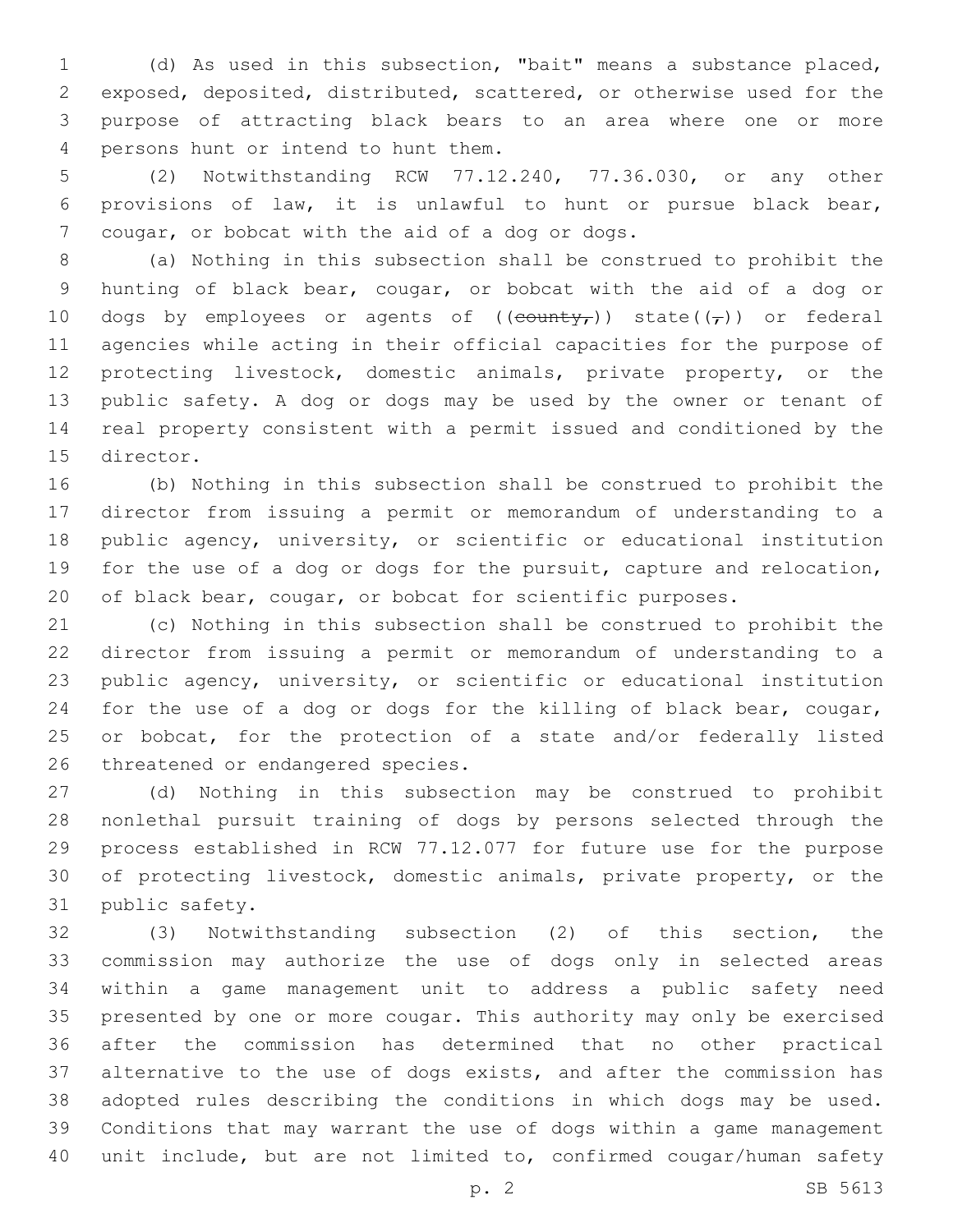(d) As used in this subsection, "bait" means a substance placed, exposed, deposited, distributed, scattered, or otherwise used for the purpose of attracting black bears to an area where one or more persons hunt or intend to hunt them.

(2) Notwithstanding RCW 77.12.240, 77.36.030, or any other provisions of law, it is unlawful to hunt or pursue black bear, cougar, or bobcat with the aid of a dog or dogs.

(a) Nothing in this subsection shall be construed to prohibit the hunting of black bear, cougar, or bobcat with the aid of a dog or dogs by employees or agents of ((~~county,~~)) state((~~,~~)) or federal agencies while acting in their official capacities for the purpose of protecting livestock, domestic animals, private property, or the public safety. A dog or dogs may be used by the owner or tenant of real property consistent with a permit issued and conditioned by the director.

(b) Nothing in this subsection shall be construed to prohibit the director from issuing a permit or memorandum of understanding to a public agency, university, or scientific or educational institution for the use of a dog or dogs for the pursuit, capture and relocation, of black bear, cougar, or bobcat for scientific purposes.

(c) Nothing in this subsection shall be construed to prohibit the director from issuing a permit or memorandum of understanding to a public agency, university, or scientific or educational institution for the use of a dog or dogs for the killing of black bear, cougar, or bobcat, for the protection of a state and/or federally listed threatened or endangered species.

(d) Nothing in this subsection may be construed to prohibit nonlethal pursuit training of dogs by persons selected through the process established in RCW 77.12.077 for future use for the purpose of protecting livestock, domestic animals, private property, or the public safety.

(3) Notwithstanding subsection (2) of this section, the commission may authorize the use of dogs only in selected areas within a game management unit to address a public safety need presented by one or more cougar. This authority may only be exercised after the commission has determined that no other practical alternative to the use of dogs exists, and after the commission has adopted rules describing the conditions in which dogs may be used. Conditions that may warrant the use of dogs within a game management unit include, but are not limited to, confirmed cougar/human safety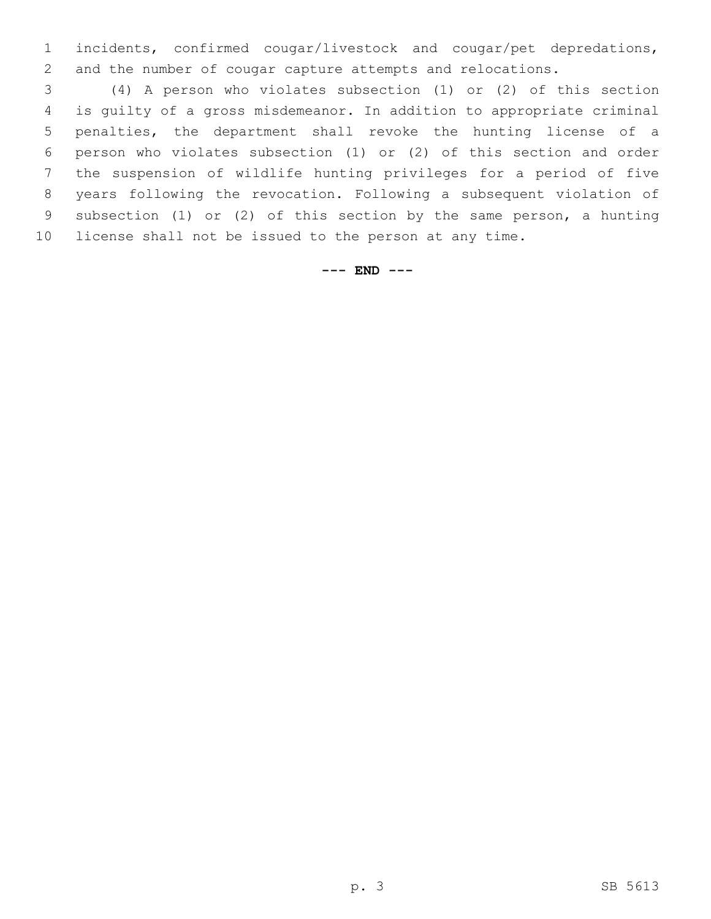incidents, confirmed cougar/livestock and cougar/pet depredations, and the number of cougar capture attempts and relocations.

(4) A person who violates subsection (1) or (2) of this section is guilty of a gross misdemeanor. In addition to appropriate criminal penalties, the department shall revoke the hunting license of a person who violates subsection (1) or (2) of this section and order the suspension of wildlife hunting privileges for a period of five years following the revocation. Following a subsequent violation of subsection (1) or (2) of this section by the same person, a hunting license shall not be issued to the person at any time.

**--- END ---**